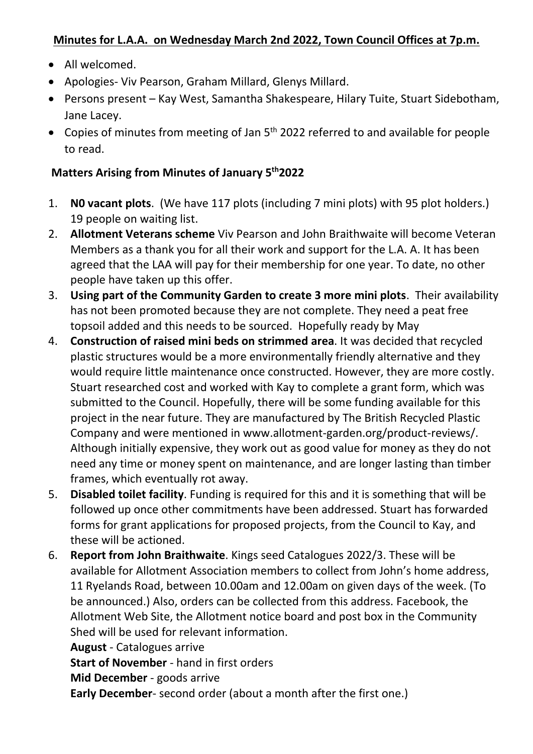## Minutes for L.A.A. on Wednesday March 2nd 2022, Town Council Offices at 7p.m.

- All welcomed.
- Apologies- Viv Pearson, Graham Millard, Glenys Millard.
- Persons present – Kay West, Samantha Shakespeare, Hilary Tuite, Stuart Sidebotham, Jane Lacey.
- Copies of minutes from meeting of Jan 5th 2022 referred to and available for people to read.

### Matters Arising from Minutes of January 5th 2022

1. **N0 vacant plots**. (We have 117 plots (including 7 mini plots) with 95 plot holders.) 19 people on waiting list.
2. **Allotment Veterans scheme** Viv Pearson and John Braithwaite will become Veteran Members as a thank you for all their work and support for the L.A. A. It has been agreed that the LAA will pay for their membership for one year. To date, no other people have taken up this offer.
3. **Using part of the Community Garden to create 3 more mini plots**. Their availability has not been promoted because they are not complete. They need a peat free topsoil added and this needs to be sourced. Hopefully ready by May
4. **Construction of raised mini beds on strimmed area**. It was decided that recycled plastic structures would be a more environmentally friendly alternative and they would require little maintenance once constructed. However, they are more costly. Stuart researched cost and worked with Kay to complete a grant form, which was submitted to the Council. Hopefully, there will be some funding available for this project in the near future. They are manufactured by The British Recycled Plastic Company and were mentioned in www.allotment-garden.org/product-reviews/. Although initially expensive, they work out as good value for money as they do not need any time or money spent on maintenance, and are longer lasting than timber frames, which eventually rot away.
5. **Disabled toilet facility**. Funding is required for this and it is something that will be followed up once other commitments have been addressed. Stuart has forwarded forms for grant applications for proposed projects, from the Council to Kay, and these will be actioned.
6. **Report from John Braithwaite**. Kings seed Catalogues 2022/3. These will be available for Allotment Association members to collect from John's home address, 11 Ryelands Road, between 10.00am and 12.00am on given days of the week. (To be announced.) Also, orders can be collected from this address. Facebook, the Allotment Web Site, the Allotment notice board and post box in the Community Shed will be used for relevant information.

   **August** - Catalogues arrive

   **Start of November** - hand in first orders

   **Mid December** - goods arrive

   **Early December**- second order (about a month after the first one.)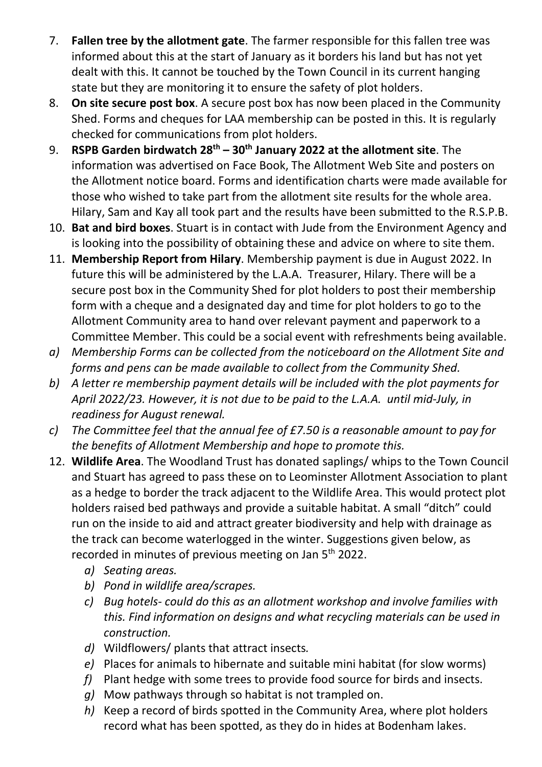7. **Fallen tree by the allotment gate**. The farmer responsible for this fallen tree was informed about this at the start of January as it borders his land but has not yet dealt with this. It cannot be touched by the Town Council in its current hanging state but they are monitoring it to ensure the safety of plot holders.
8. **On site secure post box**. A secure post box has now been placed in the Community Shed. Forms and cheques for LAA membership can be posted in this. It is regularly checked for communications from plot holders.
9. **RSPB Garden birdwatch 28th – 30th January 2022 at the allotment site**. The information was advertised on Face Book, The Allotment Web Site and posters on the Allotment notice board. Forms and identification charts were made available for those who wished to take part from the allotment site results for the whole area. Hilary, Sam and Kay all took part and the results have been submitted to the R.S.P.B.
10. **Bat and bird boxes**. Stuart is in contact with Jude from the Environment Agency and is looking into the possibility of obtaining these and advice on where to site them.
11. **Membership Report from Hilary**. Membership payment is due in August 2022. In future this will be administered by the L.A.A. Treasurer, Hilary. There will be a secure post box in the Community Shed for plot holders to post their membership form with a cheque and a designated day and time for plot holders to go to the Allotment Community area to hand over relevant payment and paperwork to a Committee Member. This could be a social event with refreshments being available.

*a) Membership Forms can be collected from the noticeboard on the Allotment Site and forms and pens can be made available to collect from the Community Shed.*

*b) A letter re membership payment details will be included with the plot payments for April 2022/23. However, it is not due to be paid to the L.A.A. until mid-July, in readiness for August renewal.*

*c) The Committee feel that the annual fee of £7.50 is a reasonable amount to pay for the benefits of Allotment Membership and hope to promote this.*

12. **Wildlife Area**. The Woodland Trust has donated saplings/ whips to the Town Council and Stuart has agreed to pass these on to Leominster Allotment Association to plant as a hedge to border the track adjacent to the Wildlife Area. This would protect plot holders raised bed pathways and provide a suitable habitat. A small "ditch" could run on the inside to aid and attract greater biodiversity and help with drainage as the track can become waterlogged in the winter. Suggestions given below, as recorded in minutes of previous meeting on Jan 5th 2022.
    *a) Seating areas.*
    *b) Pond in wildlife area/scrapes.*
    *c) Bug hotels- could do this as an allotment workshop and involve families with this. Find information on designs and what recycling materials can be used in construction.*
    *d)* Wildflowers/ plants that attract insects*.*
    *e)* Places for animals to hibernate and suitable mini habitat (for slow worms)
    *f)* Plant hedge with some trees to provide food source for birds and insects.
    *g)* Mow pathways through so habitat is not trampled on.
    *h)* Keep a record of birds spotted in the Community Area, where plot holders record what has been spotted, as they do in hides at Bodenham lakes.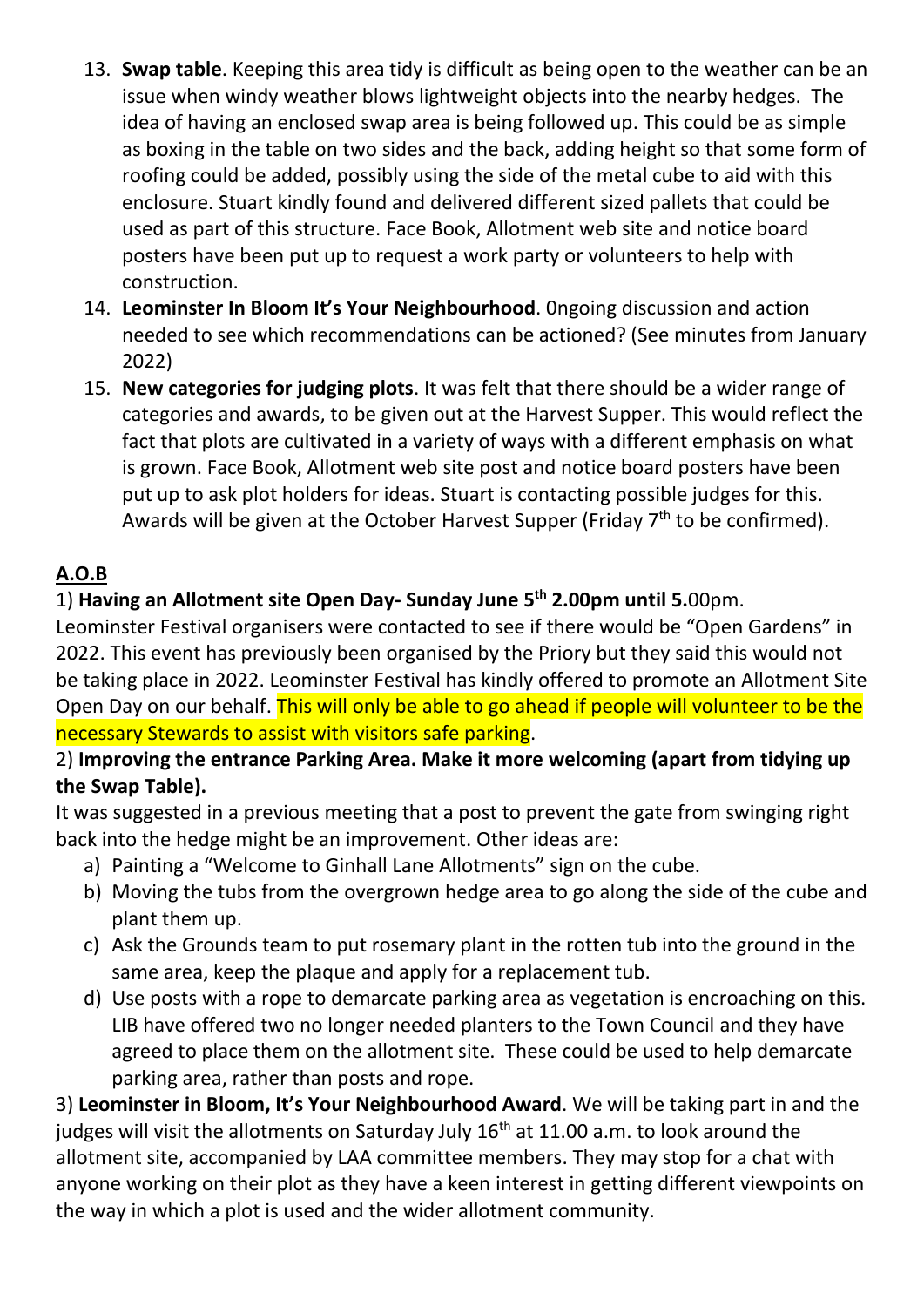13. **Swap table**. Keeping this area tidy is difficult as being open to the weather can be an issue when windy weather blows lightweight objects into the nearby hedges. The idea of having an enclosed swap area is being followed up. This could be as simple as boxing in the table on two sides and the back, adding height so that some form of roofing could be added, possibly using the side of the metal cube to aid with this enclosure. Stuart kindly found and delivered different sized pallets that could be used as part of this structure. Face Book, Allotment web site and notice board posters have been put up to request a work party or volunteers to help with construction.
14. **Leominster In Bloom It's Your Neighbourhood**. 0ngoing discussion and action needed to see which recommendations can be actioned? (See minutes from January 2022)
15. **New categories for judging plots**. It was felt that there should be a wider range of categories and awards, to be given out at the Harvest Supper. This would reflect the fact that plots are cultivated in a variety of ways with a different emphasis on what is grown. Face Book, Allotment web site post and notice board posters have been put up to ask plot holders for ideas. Stuart is contacting possible judges for this. Awards will be given at the October Harvest Supper (Friday 7th to be confirmed).

## A.O.B

1) **Having an Allotment site Open Day- Sunday June 5th 2.00pm until 5.**00pm.
Leominster Festival organisers were contacted to see if there would be "Open Gardens" in 2022. This event has previously been organised by the Priory but they said this would not be taking place in 2022. Leominster Festival has kindly offered to promote an Allotment Site Open Day on our behalf. This will only be able to go ahead if people will volunteer to be the necessary Stewards to assist with visitors safe parking.

2) **Improving the entrance Parking Area. Make it more welcoming (apart from tidying up the Swap Table).**
It was suggested in a previous meeting that a post to prevent the gate from swinging right back into the hedge might be an improvement. Other ideas are:

a) Painting a "Welcome to Ginhall Lane Allotments" sign on the cube.
b) Moving the tubs from the overgrown hedge area to go along the side of the cube and plant them up.
c) Ask the Grounds team to put rosemary plant in the rotten tub into the ground in the same area, keep the plaque and apply for a replacement tub.
d) Use posts with a rope to demarcate parking area as vegetation is encroaching on this. LIB have offered two no longer needed planters to the Town Council and they have agreed to place them on the allotment site. These could be used to help demarcate parking area, rather than posts and rope.

3) **Leominster in Bloom, It's Your Neighbourhood Award**. We will be taking part in and the judges will visit the allotments on Saturday July 16th at 11.00 a.m. to look around the allotment site, accompanied by LAA committee members. They may stop for a chat with anyone working on their plot as they have a keen interest in getting different viewpoints on the way in which a plot is used and the wider allotment community.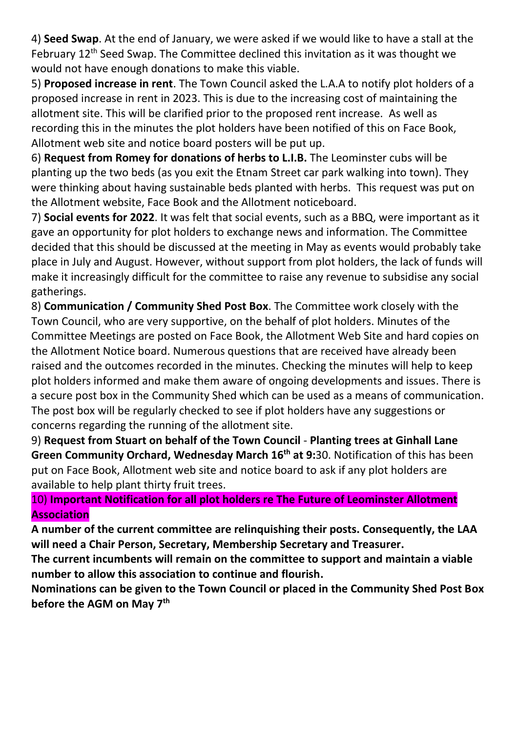4) **Seed Swap**. At the end of January, we were asked if we would like to have a stall at the February 12th Seed Swap. The Committee declined this invitation as it was thought we would not have enough donations to make this viable.

5) **Proposed increase in rent**. The Town Council asked the L.A.A to notify plot holders of a proposed increase in rent in 2023. This is due to the increasing cost of maintaining the allotment site. This will be clarified prior to the proposed rent increase. As well as recording this in the minutes the plot holders have been notified of this on Face Book, Allotment web site and notice board posters will be put up.

6) **Request from Romey for donations of herbs to L.I.B.** The Leominster cubs will be planting up the two beds (as you exit the Etnam Street car park walking into town). They were thinking about having sustainable beds planted with herbs. This request was put on the Allotment website, Face Book and the Allotment noticeboard.

7) **Social events for 2022**. It was felt that social events, such as a BBQ, were important as it gave an opportunity for plot holders to exchange news and information. The Committee decided that this should be discussed at the meeting in May as events would probably take place in July and August. However, without support from plot holders, the lack of funds will make it increasingly difficult for the committee to raise any revenue to subsidise any social gatherings.

8) **Communication / Community Shed Post Box**. The Committee work closely with the Town Council, who are very supportive, on the behalf of plot holders. Minutes of the Committee Meetings are posted on Face Book, the Allotment Web Site and hard copies on the Allotment Notice board. Numerous questions that are received have already been raised and the outcomes recorded in the minutes. Checking the minutes will help to keep plot holders informed and make them aware of ongoing developments and issues. There is a secure post box in the Community Shed which can be used as a means of communication. The post box will be regularly checked to see if plot holders have any suggestions or concerns regarding the running of the allotment site.

9) **Request from Stuart on behalf of the Town Council** - **Planting trees at Ginhall Lane Green Community Orchard, Wednesday March 16th at 9:**30. Notification of this has been put on Face Book, Allotment web site and notice board to ask if any plot holders are available to help plant thirty fruit trees.

10) **Important Notification for all plot holders re The Future of Leominster Allotment Association**

**A number of the current committee are relinquishing their posts. Consequently, the LAA will need a Chair Person, Secretary, Membership Secretary and Treasurer.**

**The current incumbents will remain on the committee to support and maintain a viable number to allow this association to continue and flourish.**

**Nominations can be given to the Town Council or placed in the Community Shed Post Box before the AGM on May 7th**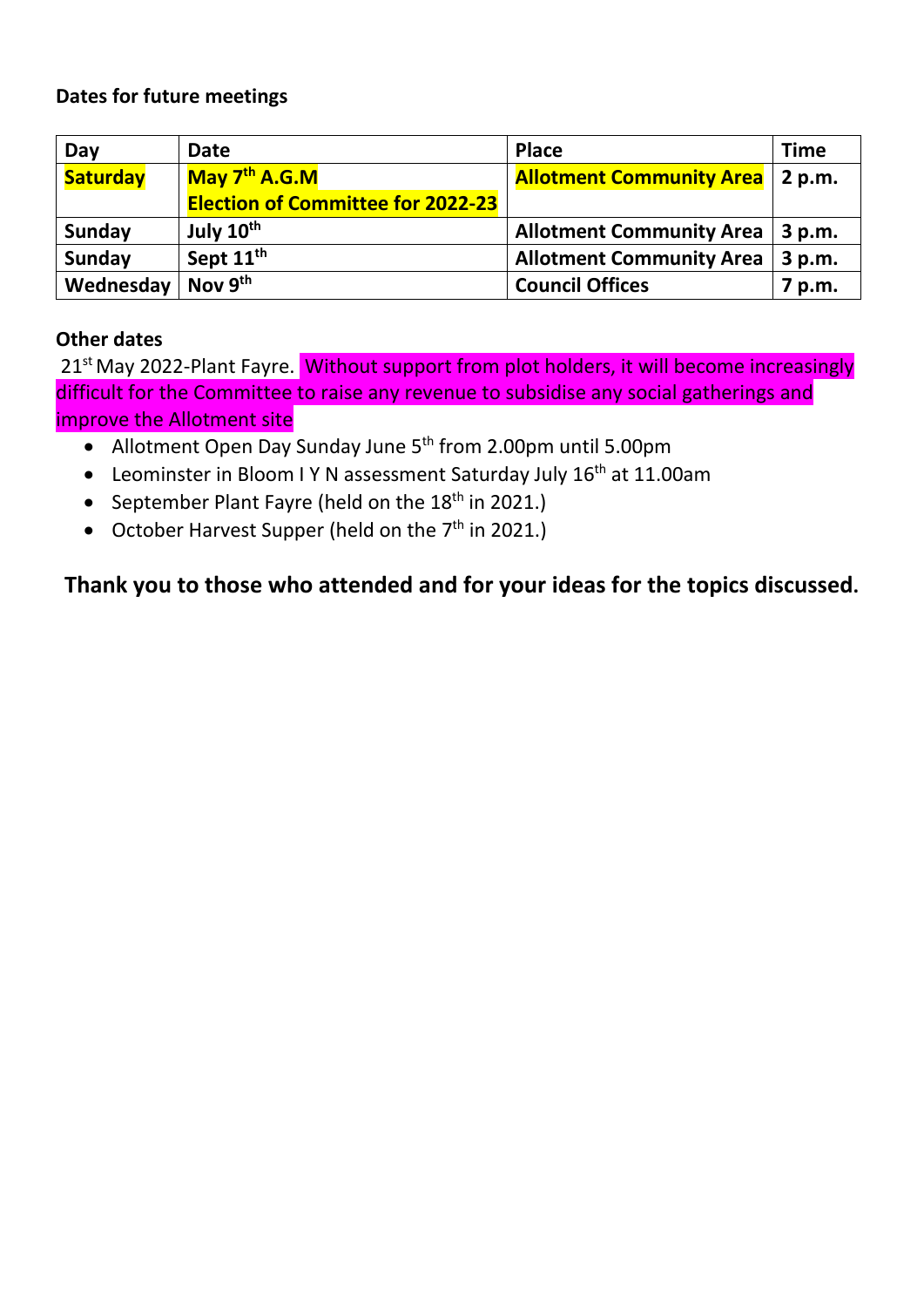**Dates for future meetings**

| Day | Date | Place | Time |
|---|---|---|---|
| **Saturday** | **May 7th A.G.M Election of Committee for 2022-23** | **Allotment Community Area** | **2 p.m.** |
| **Sunday** | **July 10th** | **Allotment Community Area** | **3 p.m.** |
| **Sunday** | **Sept 11th** | **Allotment Community Area** | **3 p.m.** |
| **Wednesday** | **Nov 9th** | **Council Offices** | **7 p.m.** |

**Other dates**

21st May 2022-Plant Fayre. Without support from plot holders, it will become increasingly difficult for the Committee to raise any revenue to subsidise any social gatherings and improve the Allotment site

- Allotment Open Day Sunday June 5th from 2.00pm until 5.00pm
- Leominster in Bloom I Y N assessment Saturday July 16th at 11.00am
- September Plant Fayre (held on the 18th in 2021.)
- October Harvest Supper (held on the 7th in 2021.)

**Thank you to those who attended and for your ideas for the topics discussed.**